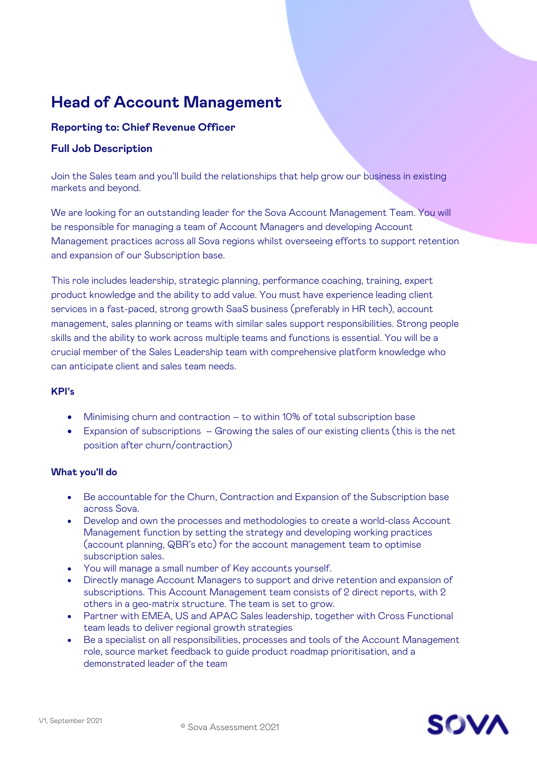# Head of Account Management

**Reporting to: Chief Revenue Officer**

**Full Job Description**

Join the Sales team and you'll build the relationships that help grow our business in existing markets and beyond.

We are looking for an outstanding leader for the Sova Account Management Team. You will be responsible for managing a team of Account Managers and developing Account Management practices across all Sova regions whilst overseeing efforts to support retention and expansion of our Subscription base.

This role includes leadership, strategic planning, performance coaching, training, expert product knowledge and the ability to add value. You must have experience leading client services in a fast-paced, strong growth SaaS business (preferably in HR tech), account management, sales planning or teams with similar sales support responsibilities. Strong people skills and the ability to work across multiple teams and functions is essential. You will be a crucial member of the Sales Leadership team with comprehensive platform knowledge who can anticipate client and sales team needs.

## KPI's

- Minimising churn and contraction – to within 10% of total subscription base
- Expansion of subscriptions – Growing the sales of our existing clients (this is the net position after churn/contraction)

## What you'll do

- Be accountable for the Churn, Contraction and Expansion of the Subscription base across Sova.
- Develop and own the processes and methodologies to create a world-class Account Management function by setting the strategy and developing working practices (account planning, QBR's etc) for the account management team to optimise subscription sales.
- You will manage a small number of Key accounts yourself.
- Directly manage Account Managers to support and drive retention and expansion of subscriptions. This Account Management team consists of 2 direct reports, with 2 others in a geo-matrix structure. The team is set to grow.
- Partner with EMEA, US and APAC Sales leadership, together with Cross Functional team leads to deliver regional growth strategies
- Be a specialist on all responsibilities, processes and tools of the Account Management role, source market feedback to guide product roadmap prioritisation, and a demonstrated leader of the team

V1, September 2021

© Sova Assessment 2021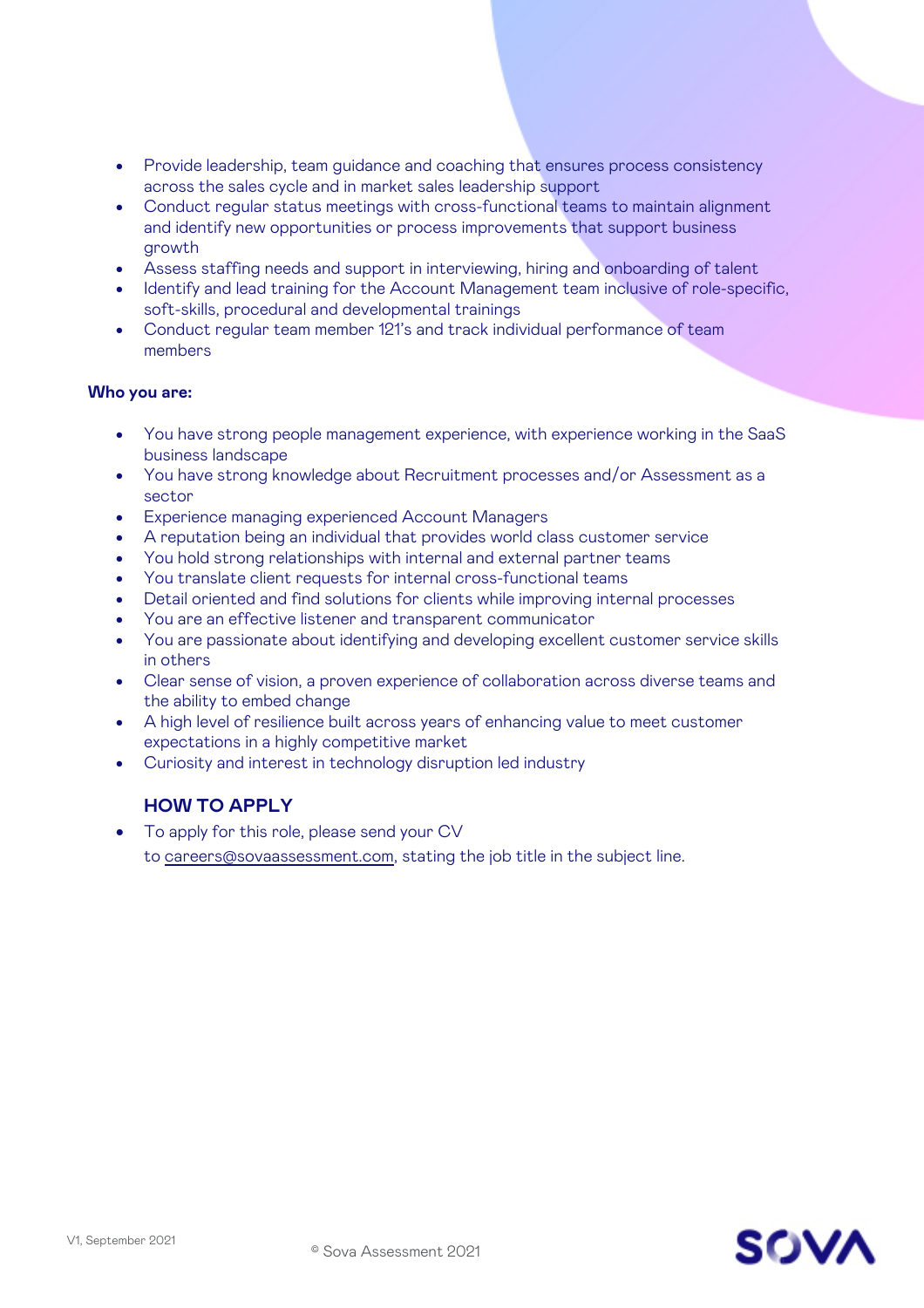- Provide leadership, team guidance and coaching that ensures process consistency across the sales cycle and in market sales leadership support
- Conduct regular status meetings with cross-functional teams to maintain alignment and identify new opportunities or process improvements that support business growth
- Assess staffing needs and support in interviewing, hiring and onboarding of talent
- Identify and lead training for the Account Management team inclusive of role-specific, soft-skills, procedural and developmental trainings
- Conduct regular team member 121's and track individual performance of team members

**Who you are:**

- You have strong people management experience, with experience working in the SaaS business landscape
- You have strong knowledge about Recruitment processes and/or Assessment as a sector
- Experience managing experienced Account Managers
- A reputation being an individual that provides world class customer service
- You hold strong relationships with internal and external partner teams
- You translate client requests for internal cross-functional teams
- Detail oriented and find solutions for clients while improving internal processes
- You are an effective listener and transparent communicator
- You are passionate about identifying and developing excellent customer service skills in others
- Clear sense of vision, a proven experience of collaboration across diverse teams and the ability to embed change
- A high level of resilience built across years of enhancing value to meet customer expectations in a highly competitive market
- Curiosity and interest in technology disruption led industry

### HOW TO APPLY

- To apply for this role, please send your CV to careers@sovaassessment.com, stating the job title in the subject line.